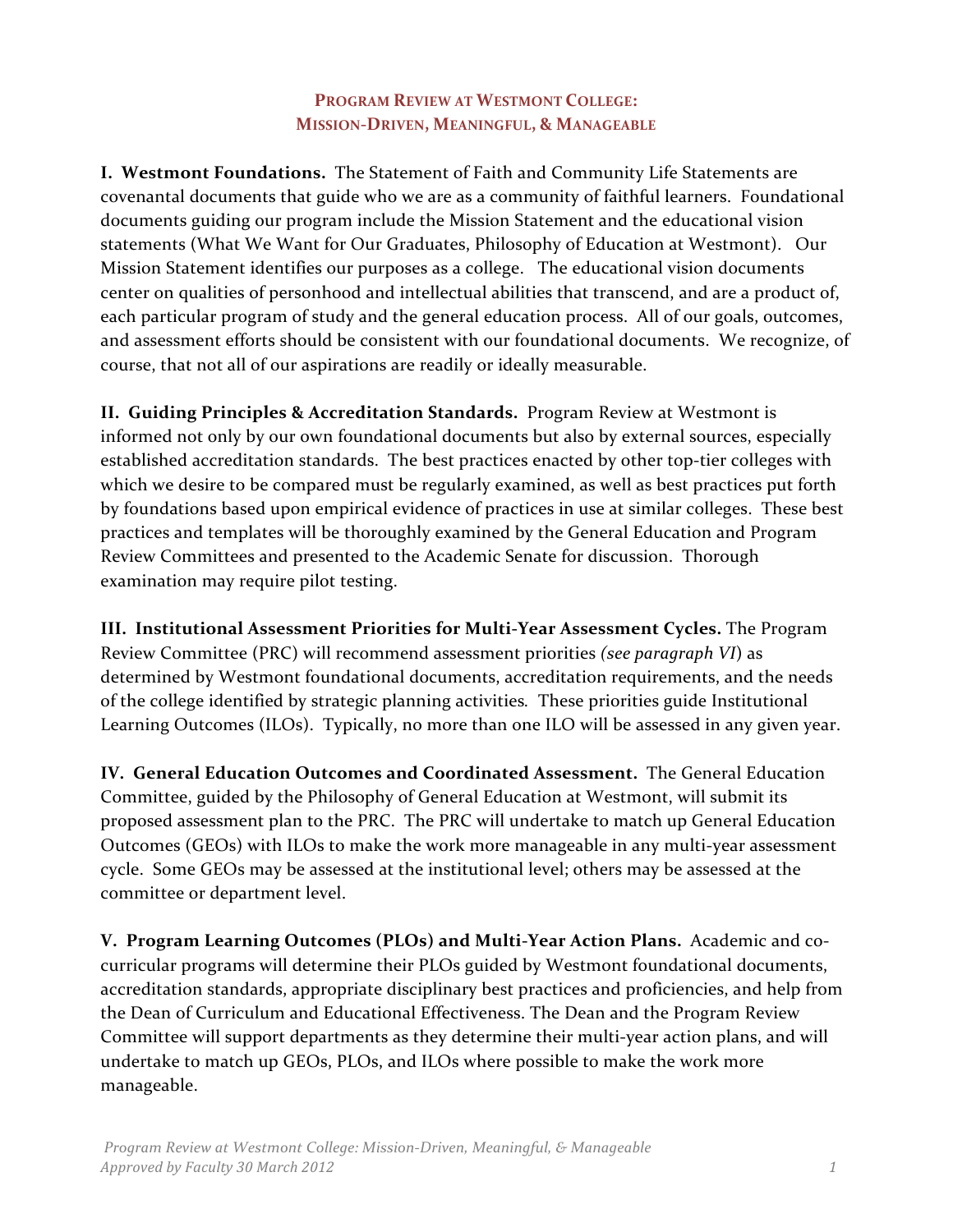# Program Review at Westmont College: Mission-Driven, Meaningful, & Manageable

**I. Westmont Foundations.** The Statement of Faith and Community Life Statements are covenantal documents that guide who we are as a community of faithful learners. Foundational documents guiding our program include the Mission Statement and the educational vision statements (What We Want for Our Graduates, Philosophy of Education at Westmont). Our Mission Statement identifies our purposes as a college. The educational vision documents center on qualities of personhood and intellectual abilities that transcend, and are a product of, each particular program of study and the general education process. All of our goals, outcomes, and assessment efforts should be consistent with our foundational documents. We recognize, of course, that not all of our aspirations are readily or ideally measurable.

**II. Guiding Principles & Accreditation Standards.** Program Review at Westmont is informed not only by our own foundational documents but also by external sources, especially established accreditation standards. The best practices enacted by other top-tier colleges with which we desire to be compared must be regularly examined, as well as best practices put forth by foundations based upon empirical evidence of practices in use at similar colleges. These best practices and templates will be thoroughly examined by the General Education and Program Review Committees and presented to the Academic Senate for discussion. Thorough examination may require pilot testing.

**III. Institutional Assessment Priorities for Multi-Year Assessment Cycles.** The Program Review Committee (PRC) will recommend assessment priorities *(see paragraph VI*) as determined by Westmont foundational documents, accreditation requirements, and the needs of the college identified by strategic planning activities*.* These priorities guide Institutional Learning Outcomes (ILOs). Typically, no more than one ILO will be assessed in any given year.

**IV. General Education Outcomes and Coordinated Assessment.** The General Education Committee, guided by the Philosophy of General Education at Westmont, will submit its proposed assessment plan to the PRC. The PRC will undertake to match up General Education Outcomes (GEOs) with ILOs to make the work more manageable in any multi-year assessment cycle. Some GEOs may be assessed at the institutional level; others may be assessed at the committee or department level.

**V. Program Learning Outcomes (PLOs) and Multi-Year Action Plans.** Academic and co-curricular programs will determine their PLOs guided by Westmont foundational documents, accreditation standards, appropriate disciplinary best practices and proficiencies, and help from the Dean of Curriculum and Educational Effectiveness. The Dean and the Program Review Committee will support departments as they determine their multi-year action plans, and will undertake to match up GEOs, PLOs, and ILOs where possible to make the work more manageable.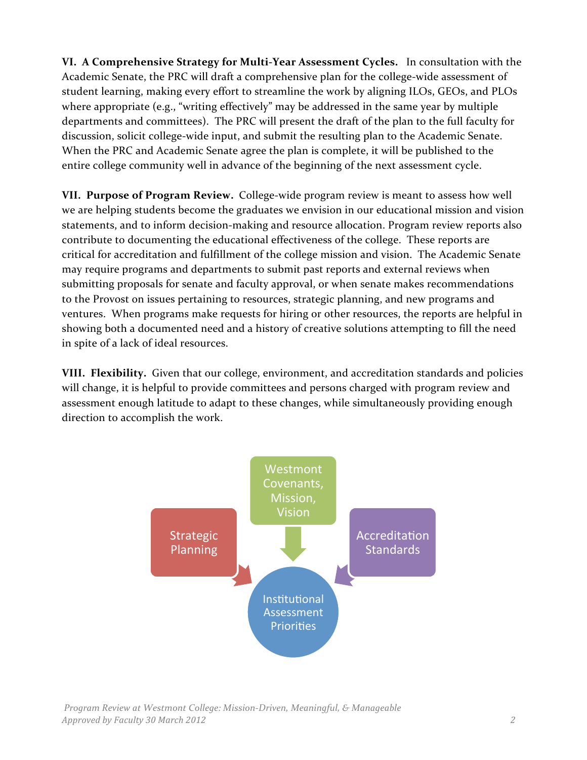**VI. A Comprehensive Strategy for Multi-Year Assessment Cycles.** In consultation with the Academic Senate, the PRC will draft a comprehensive plan for the college-wide assessment of student learning, making every effort to streamline the work by aligning ILOs, GEOs, and PLOs where appropriate (e.g., "writing effectively" may be addressed in the same year by multiple departments and committees). The PRC will present the draft of the plan to the full faculty for discussion, solicit college-wide input, and submit the resulting plan to the Academic Senate. When the PRC and Academic Senate agree the plan is complete, it will be published to the entire college community well in advance of the beginning of the next assessment cycle.

**VII. Purpose of Program Review.** College-wide program review is meant to assess how well we are helping students become the graduates we envision in our educational mission and vision statements, and to inform decision-making and resource allocation. Program review reports also contribute to documenting the educational effectiveness of the college. These reports are critical for accreditation and fulfillment of the college mission and vision. The Academic Senate may require programs and departments to submit past reports and external reviews when submitting proposals for senate and faculty approval, or when senate makes recommendations to the Provost on issues pertaining to resources, strategic planning, and new programs and ventures. When programs make requests for hiring or other resources, the reports are helpful in showing both a documented need and a history of creative solutions attempting to fill the need in spite of a lack of ideal resources.

**VIII. Flexibility.** Given that our college, environment, and accreditation standards and policies will change, it is helpful to provide committees and persons charged with program review and assessment enough latitude to adapt to these changes, while simultaneously providing enough direction to accomplish the work.

Strategic Planning → Institutional Assessment Priorities

Westmont Covenants, Mission, Vision → Institutional Assessment Priorities

Accreditation Standards → Institutional Assessment Priorities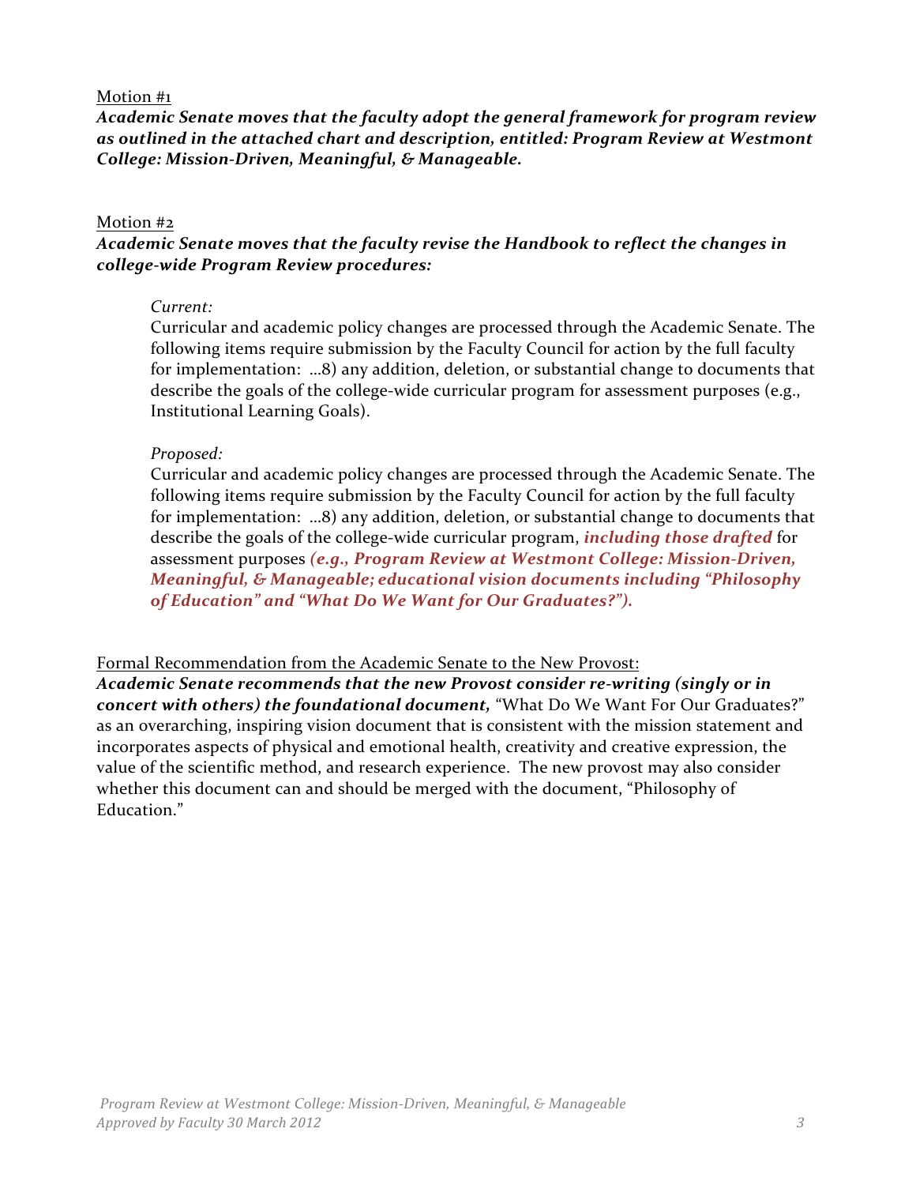Motion #1

***Academic Senate moves that the faculty adopt the general framework for program review as outlined in the attached chart and description, entitled: Program Review at Westmont College: Mission-Driven, Meaningful, & Manageable.***

Motion #2

***Academic Senate moves that the faculty revise the Handbook to reflect the changes in college-wide Program Review procedures:***

*Current:*

Curricular and academic policy changes are processed through the Academic Senate. The following items require submission by the Faculty Council for action by the full faculty for implementation: …8) any addition, deletion, or substantial change to documents that describe the goals of the college-wide curricular program for assessment purposes (e.g., Institutional Learning Goals).

*Proposed:*

Curricular and academic policy changes are processed through the Academic Senate. The following items require submission by the Faculty Council for action by the full faculty for implementation: …8) any addition, deletion, or substantial change to documents that describe the goals of the college-wide curricular program, ***including those drafted*** for assessment purposes ***(e.g., Program Review at Westmont College: Mission-Driven, Meaningful, & Manageable; educational vision documents including "Philosophy of Education" and "What Do We Want for Our Graduates?").***

Formal Recommendation from the Academic Senate to the New Provost:

***Academic Senate recommends that the new Provost consider re-writing (singly or in concert with others) the foundational document,*** "What Do We Want For Our Graduates?" as an overarching, inspiring vision document that is consistent with the mission statement and incorporates aspects of physical and emotional health, creativity and creative expression, the value of the scientific method, and research experience. The new provost may also consider whether this document can and should be merged with the document, "Philosophy of Education."